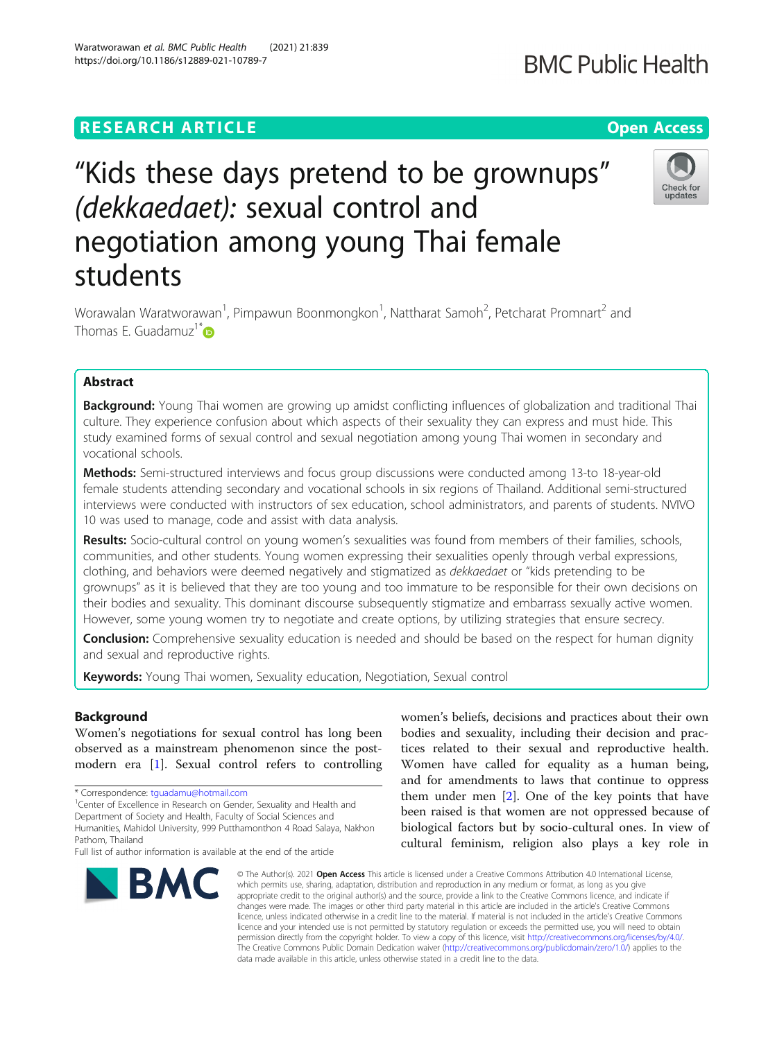RESEARCH ARTICLE

Open Access

# "Kids these days pretend to be grownups" *(dekkaedaet)*: sexual control and negotiation among young Thai female students

Worawalan Waratworawan[1], Pimpawun Boonmongkon[1], Nattharat Samoh[2], Petcharat Promnart[2] and Thomas E. Guadamuz[1*]

## Abstract

**Background:** Young Thai women are growing up amidst conflicting influences of globalization and traditional Thai culture. They experience confusion about which aspects of their sexuality they can express and must hide. This study examined forms of sexual control and sexual negotiation among young Thai women in secondary and vocational schools.

**Methods:** Semi-structured interviews and focus group discussions were conducted among 13-to 18-year-old female students attending secondary and vocational schools in six regions of Thailand. Additional semi-structured interviews were conducted with instructors of sex education, school administrators, and parents of students. NVIVO 10 was used to manage, code and assist with data analysis.

**Results:** Socio-cultural control on young women's sexualities was found from members of their families, schools, communities, and other students. Young women expressing their sexualities openly through verbal expressions, clothing, and behaviors were deemed negatively and stigmatized as *dekkaedaet* or "kids pretending to be grownups" as it is believed that they are too young and too immature to be responsible for their own decisions on their bodies and sexuality. This dominant discourse subsequently stigmatize and embarrass sexually active women. However, some young women try to negotiate and create options, by utilizing strategies that ensure secrecy.

**Conclusion:** Comprehensive sexuality education is needed and should be based on the respect for human dignity and sexual and reproductive rights.

**Keywords:** Young Thai women, Sexuality education, Negotiation, Sexual control

## Background

Women's negotiations for sexual control has long been observed as a mainstream phenomenon since the post-modern era [1]. Sexual control refers to controlling women's beliefs, decisions and practices about their own bodies and sexuality, including their decision and practices related to their sexual and reproductive health. Women have called for equality as a human being, and for amendments to laws that continue to oppress them under men [2]. One of the key points that have been raised is that women are not oppressed because of biological factors but by socio-cultural ones. In view of cultural feminism, religion also plays a key role in

\* Correspondence: tguadamu@hotmail.com

[1]Center of Excellence in Research on Gender, Sexuality and Health and Department of Society and Health, Faculty of Social Sciences and Humanities, Mahidol University, 999 Putthamonthon 4 Road Salaya, Nakhon Pathom, Thailand

Full list of author information is available at the end of the article

© The Author(s). 2021 **Open Access** This article is licensed under a Creative Commons Attribution 4.0 International License, which permits use, sharing, adaptation, distribution and reproduction in any medium or format, as long as you give appropriate credit to the original author(s) and the source, provide a link to the Creative Commons licence, and indicate if changes were made. The images or other third party material in this article are included in the article's Creative Commons licence, unless indicated otherwise in a credit line to the material. If material is not included in the article's Creative Commons licence and your intended use is not permitted by statutory regulation or exceeds the permitted use, you will need to obtain permission directly from the copyright holder. To view a copy of this licence, visit http://creativecommons.org/licenses/by/4.0/. The Creative Commons Public Domain Dedication waiver (http://creativecommons.org/publicdomain/zero/1.0/) applies to the data made available in this article, unless otherwise stated in a credit line to the data.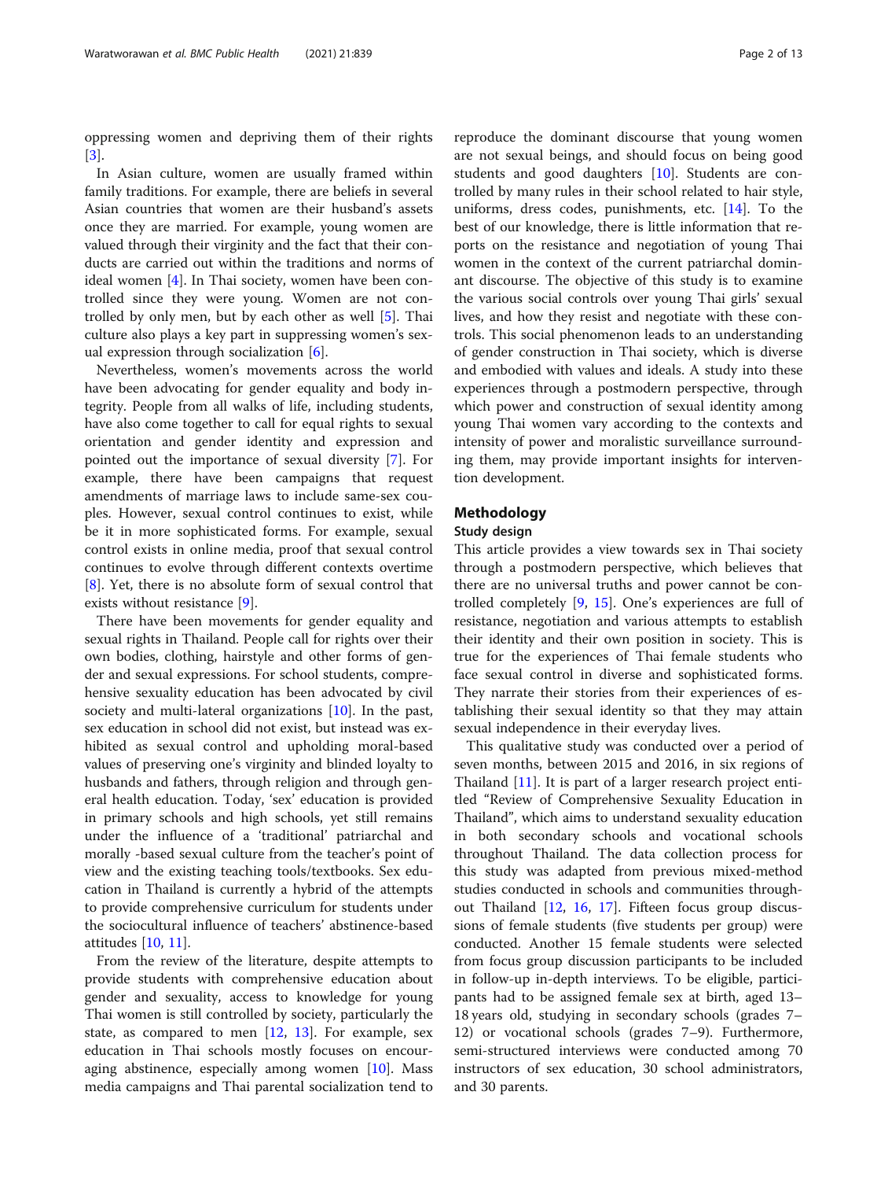oppressing women and depriving them of their rights [3].

In Asian culture, women are usually framed within family traditions. For example, there are beliefs in several Asian countries that women are their husband's assets once they are married. For example, young women are valued through their virginity and the fact that their conducts are carried out within the traditions and norms of ideal women [4]. In Thai society, women have been controlled since they were young. Women are not controlled by only men, but by each other as well [5]. Thai culture also plays a key part in suppressing women's sexual expression through socialization [6].

Nevertheless, women's movements across the world have been advocating for gender equality and body integrity. People from all walks of life, including students, have also come together to call for equal rights to sexual orientation and gender identity and expression and pointed out the importance of sexual diversity [7]. For example, there have been campaigns that request amendments of marriage laws to include same-sex couples. However, sexual control continues to exist, while be it in more sophisticated forms. For example, sexual control exists in online media, proof that sexual control continues to evolve through different contexts overtime [8]. Yet, there is no absolute form of sexual control that exists without resistance [9].

There have been movements for gender equality and sexual rights in Thailand. People call for rights over their own bodies, clothing, hairstyle and other forms of gender and sexual expressions. For school students, comprehensive sexuality education has been advocated by civil society and multi-lateral organizations [10]. In the past, sex education in school did not exist, but instead was exhibited as sexual control and upholding moral-based values of preserving one's virginity and blinded loyalty to husbands and fathers, through religion and through general health education. Today, 'sex' education is provided in primary schools and high schools, yet still remains under the influence of a 'traditional' patriarchal and morally -based sexual culture from the teacher's point of view and the existing teaching tools/textbooks. Sex education in Thailand is currently a hybrid of the attempts to provide comprehensive curriculum for students under the sociocultural influence of teachers' abstinence-based attitudes [10, 11].

From the review of the literature, despite attempts to provide students with comprehensive education about gender and sexuality, access to knowledge for young Thai women is still controlled by society, particularly the state, as compared to men [12, 13]. For example, sex education in Thai schools mostly focuses on encouraging abstinence, especially among women [10]. Mass media campaigns and Thai parental socialization tend to reproduce the dominant discourse that young women are not sexual beings, and should focus on being good students and good daughters [10]. Students are controlled by many rules in their school related to hair style, uniforms, dress codes, punishments, etc. [14]. To the best of our knowledge, there is little information that reports on the resistance and negotiation of young Thai women in the context of the current patriarchal dominant discourse. The objective of this study is to examine the various social controls over young Thai girls' sexual lives, and how they resist and negotiate with these controls. This social phenomenon leads to an understanding of gender construction in Thai society, which is diverse and embodied with values and ideals. A study into these experiences through a postmodern perspective, through which power and construction of sexual identity among young Thai women vary according to the contexts and intensity of power and moralistic surveillance surrounding them, may provide important insights for intervention development.

## Methodology

### Study design

This article provides a view towards sex in Thai society through a postmodern perspective, which believes that there are no universal truths and power cannot be controlled completely [9, 15]. One's experiences are full of resistance, negotiation and various attempts to establish their identity and their own position in society. This is true for the experiences of Thai female students who face sexual control in diverse and sophisticated forms. They narrate their stories from their experiences of establishing their sexual identity so that they may attain sexual independence in their everyday lives.

This qualitative study was conducted over a period of seven months, between 2015 and 2016, in six regions of Thailand [11]. It is part of a larger research project entitled "Review of Comprehensive Sexuality Education in Thailand", which aims to understand sexuality education in both secondary schools and vocational schools throughout Thailand. The data collection process for this study was adapted from previous mixed-method studies conducted in schools and communities throughout Thailand [12, 16, 17]. Fifteen focus group discussions of female students (five students per group) were conducted. Another 15 female students were selected from focus group discussion participants to be included in follow-up in-depth interviews. To be eligible, participants had to be assigned female sex at birth, aged 13–18 years old, studying in secondary schools (grades 7–12) or vocational schools (grades 7–9). Furthermore, semi-structured interviews were conducted among 70 instructors of sex education, 30 school administrators, and 30 parents.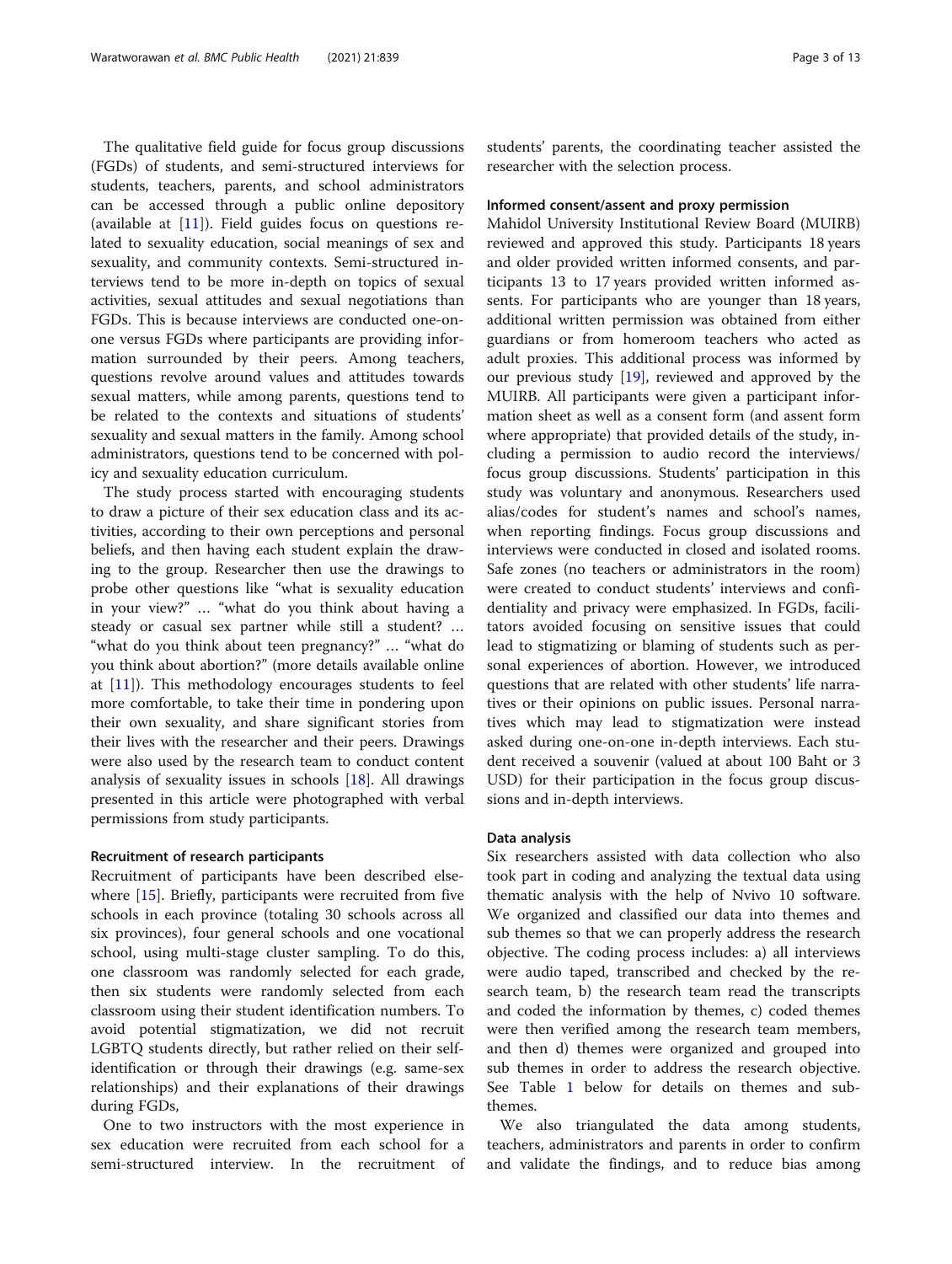The qualitative field guide for focus group discussions (FGDs) of students, and semi-structured interviews for students, teachers, parents, and school administrators can be accessed through a public online depository (available at [11]). Field guides focus on questions related to sexuality education, social meanings of sex and sexuality, and community contexts. Semi-structured interviews tend to be more in-depth on topics of sexual activities, sexual attitudes and sexual negotiations than FGDs. This is because interviews are conducted one-on-one versus FGDs where participants are providing information surrounded by their peers. Among teachers, questions revolve around values and attitudes towards sexual matters, while among parents, questions tend to be related to the contexts and situations of students' sexuality and sexual matters in the family. Among school administrators, questions tend to be concerned with policy and sexuality education curriculum.

The study process started with encouraging students to draw a picture of their sex education class and its activities, according to their own perceptions and personal beliefs, and then having each student explain the drawing to the group. Researcher then use the drawings to probe other questions like "what is sexuality education in your view?" … "what do you think about having a steady or casual sex partner while still a student? … "what do you think about teen pregnancy?" … "what do you think about abortion?" (more details available online at [11]). This methodology encourages students to feel more comfortable, to take their time in pondering upon their own sexuality, and share significant stories from their lives with the researcher and their peers. Drawings were also used by the research team to conduct content analysis of sexuality issues in schools [18]. All drawings presented in this article were photographed with verbal permissions from study participants.

### Recruitment of research participants

Recruitment of participants have been described elsewhere [15]. Briefly, participants were recruited from five schools in each province (totaling 30 schools across all six provinces), four general schools and one vocational school, using multi-stage cluster sampling. To do this, one classroom was randomly selected for each grade, then six students were randomly selected from each classroom using their student identification numbers. To avoid potential stigmatization, we did not recruit LGBTQ students directly, but rather relied on their self-identification or through their drawings (e.g. same-sex relationships) and their explanations of their drawings during FGDs,

One to two instructors with the most experience in sex education were recruited from each school for a semi-structured interview. In the recruitment of students' parents, the coordinating teacher assisted the researcher with the selection process.

### Informed consent/assent and proxy permission

Mahidol University Institutional Review Board (MUIRB) reviewed and approved this study. Participants 18 years and older provided written informed consents, and participants 13 to 17 years provided written informed assents. For participants who are younger than 18 years, additional written permission was obtained from either guardians or from homeroom teachers who acted as adult proxies. This additional process was informed by our previous study [19], reviewed and approved by the MUIRB. All participants were given a participant information sheet as well as a consent form (and assent form where appropriate) that provided details of the study, including a permission to audio record the interviews/ focus group discussions. Students' participation in this study was voluntary and anonymous. Researchers used alias/codes for student's names and school's names, when reporting findings. Focus group discussions and interviews were conducted in closed and isolated rooms. Safe zones (no teachers or administrators in the room) were created to conduct students' interviews and confidentiality and privacy were emphasized. In FGDs, facilitators avoided focusing on sensitive issues that could lead to stigmatizing or blaming of students such as personal experiences of abortion. However, we introduced questions that are related with other students' life narratives or their opinions on public issues. Personal narratives which may lead to stigmatization were instead asked during one-on-one in-depth interviews. Each student received a souvenir (valued at about 100 Baht or 3 USD) for their participation in the focus group discussions and in-depth interviews.

### Data analysis

Six researchers assisted with data collection who also took part in coding and analyzing the textual data using thematic analysis with the help of Nvivo 10 software. We organized and classified our data into themes and sub themes so that we can properly address the research objective. The coding process includes: a) all interviews were audio taped, transcribed and checked by the research team, b) the research team read the transcripts and coded the information by themes, c) coded themes were then verified among the research team members, and then d) themes were organized and grouped into sub themes in order to address the research objective. See Table 1 below for details on themes and sub-themes.

We also triangulated the data among students, teachers, administrators and parents in order to confirm and validate the findings, and to reduce bias among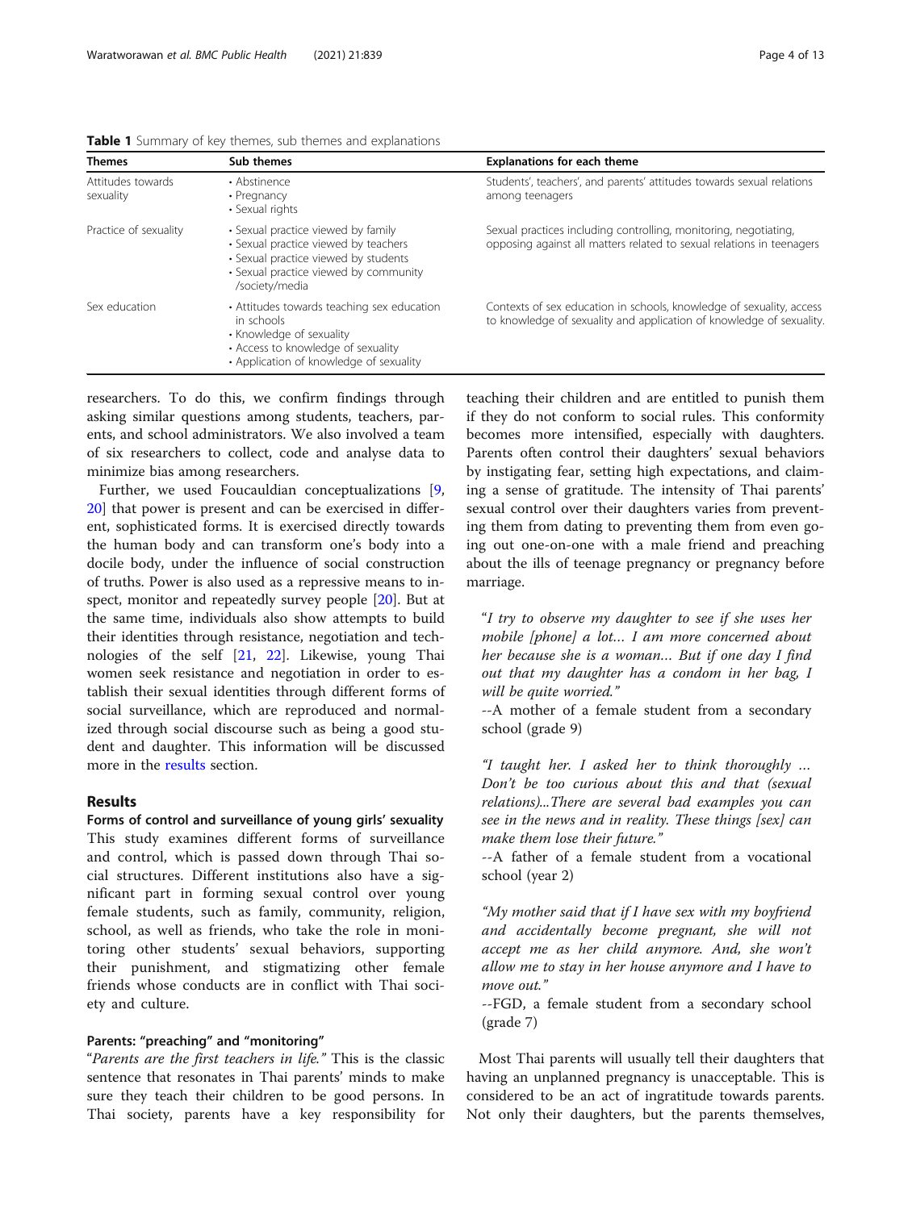**Table 1** Summary of key themes, sub themes and explanations

| Themes | Sub themes | Explanations for each theme |
|---|---|---|
| Attitudes towards sexuality | • Abstinence<br>• Pregnancy<br>• Sexual rights | Students', teachers', and parents' attitudes towards sexual relations among teenagers |
| Practice of sexuality | • Sexual practice viewed by family<br>• Sexual practice viewed by teachers<br>• Sexual practice viewed by students<br>• Sexual practice viewed by community /society/media | Sexual practices including controlling, monitoring, negotiating, opposing against all matters related to sexual relations in teenagers |
| Sex education | • Attitudes towards teaching sex education in schools<br>• Knowledge of sexuality<br>• Access to knowledge of sexuality<br>• Application of knowledge of sexuality | Contexts of sex education in schools, knowledge of sexuality, access to knowledge of sexuality and application of knowledge of sexuality. |

researchers. To do this, we confirm findings through asking similar questions among students, teachers, parents, and school administrators. We also involved a team of six researchers to collect, code and analyse data to minimize bias among researchers.

Further, we used Foucauldian conceptualizations [9, 20] that power is present and can be exercised in different, sophisticated forms. It is exercised directly towards the human body and can transform one's body into a docile body, under the influence of social construction of truths. Power is also used as a repressive means to inspect, monitor and repeatedly survey people [20]. But at the same time, individuals also show attempts to build their identities through resistance, negotiation and technologies of the self [21, 22]. Likewise, young Thai women seek resistance and negotiation in order to establish their sexual identities through different forms of social surveillance, which are reproduced and normalized through social discourse such as being a good student and daughter. This information will be discussed more in the results section.

## Results

### Forms of control and surveillance of young girls' sexuality

This study examines different forms of surveillance and control, which is passed down through Thai social structures. Different institutions also have a significant part in forming sexual control over young female students, such as family, community, religion, school, as well as friends, who take the role in monitoring other students' sexual behaviors, supporting their punishment, and stigmatizing other female friends whose conducts are in conflict with Thai society and culture.

### Parents: "preaching" and "monitoring"

"*Parents are the first teachers in life.*" This is the classic sentence that resonates in Thai parents' minds to make sure they teach their children to be good persons. In Thai society, parents have a key responsibility for teaching their children and are entitled to punish them if they do not conform to social rules. This conformity becomes more intensified, especially with daughters. Parents often control their daughters' sexual behaviors by instigating fear, setting high expectations, and claiming a sense of gratitude. The intensity of Thai parents' sexual control over their daughters varies from preventing them from dating to preventing them from even going out one-on-one with a male friend and preaching about the ills of teenage pregnancy or pregnancy before marriage.

> "*I try to observe my daughter to see if she uses her mobile [phone] a lot… I am more concerned about her because she is a woman… But if one day I find out that my daughter has a condom in her bag, I will be quite worried.*"
>
> --A mother of a female student from a secondary school (grade 9)

> "*I taught her. I asked her to think thoroughly … Don't be too curious about this and that (sexual relations)...There are several bad examples you can see in the news and in reality. These things [sex] can make them lose their future.*"
>
> --A father of a female student from a vocational school (year 2)

> "*My mother said that if I have sex with my boyfriend and accidentally become pregnant, she will not accept me as her child anymore. And, she won't allow me to stay in her house anymore and I have to move out.*"
>
> --FGD, a female student from a secondary school (grade 7)

Most Thai parents will usually tell their daughters that having an unplanned pregnancy is unacceptable. This is considered to be an act of ingratitude towards parents. Not only their daughters, but the parents themselves,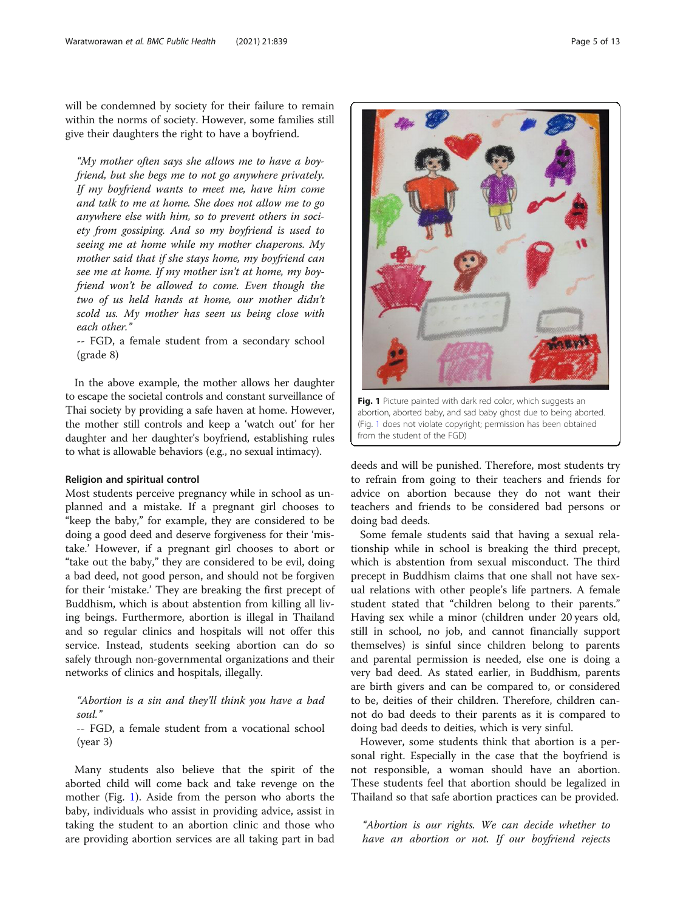will be condemned by society for their failure to remain within the norms of society. However, some families still give their daughters the right to have a boyfriend.

> *"My mother often says she allows me to have a boyfriend, but she begs me to not go anywhere privately. If my boyfriend wants to meet me, have him come and talk to me at home. She does not allow me to go anywhere else with him, so to prevent others in society from gossiping. And so my boyfriend is used to seeing me at home while my mother chaperons. My mother said that if she stays home, my boyfriend can see me at home. If my mother isn't at home, my boyfriend won't be allowed to come. Even though the two of us held hands at home, our mother didn't scold us. My mother has seen us being close with each other."*
>
> -- FGD, a female student from a secondary school (grade 8)

In the above example, the mother allows her daughter to escape the societal controls and constant surveillance of Thai society by providing a safe haven at home. However, the mother still controls and keep a 'watch out' for her daughter and her daughter's boyfriend, establishing rules to what is allowable behaviors (e.g., no sexual intimacy).

### Religion and spiritual control

Most students perceive pregnancy while in school as unplanned and a mistake. If a pregnant girl chooses to "keep the baby," for example, they are considered to be doing a good deed and deserve forgiveness for their 'mistake.' However, if a pregnant girl chooses to abort or "take out the baby," they are considered to be evil, doing a bad deed, not good person, and should not be forgiven for their 'mistake.' They are breaking the first precept of Buddhism, which is about abstention from killing all living beings. Furthermore, abortion is illegal in Thailand and so regular clinics and hospitals will not offer this service. Instead, students seeking abortion can do so safely through non-governmental organizations and their networks of clinics and hospitals, illegally.

> *"Abortion is a sin and they'll think you have a bad soul."*
>
> -- FGD, a female student from a vocational school (year 3)

Many students also believe that the spirit of the aborted child will come back and take revenge on the mother (Fig. 1). Aside from the person who aborts the baby, individuals who assist in providing advice, assist in taking the student to an abortion clinic and those who are providing abortion services are all taking part in bad deeds and will be punished. Therefore, most students try to refrain from going to their teachers and friends for advice on abortion because they do not want their teachers and friends to be considered bad persons or doing bad deeds.

**Fig. 1** Picture painted with dark red color, which suggests an abortion, aborted baby, and sad baby ghost due to being aborted. (Fig. 1 does not violate copyright; permission has been obtained from the student of the FGD)

Some female students said that having a sexual relationship while in school is breaking the third precept, which is abstention from sexual misconduct. The third precept in Buddhism claims that one shall not have sexual relations with other people's life partners. A female student stated that "children belong to their parents." Having sex while a minor (children under 20 years old, still in school, no job, and cannot financially support themselves) is sinful since children belong to parents and parental permission is needed, else one is doing a very bad deed. As stated earlier, in Buddhism, parents are birth givers and can be compared to, or considered to be, deities of their children. Therefore, children cannot do bad deeds to their parents as it is compared to doing bad deeds to deities, which is very sinful.

However, some students think that abortion is a personal right. Especially in the case that the boyfriend is not responsible, a woman should have an abortion. These students feel that abortion should be legalized in Thailand so that safe abortion practices can be provided.

> *"Abortion is our rights. We can decide whether to have an abortion or not. If our boyfriend rejects*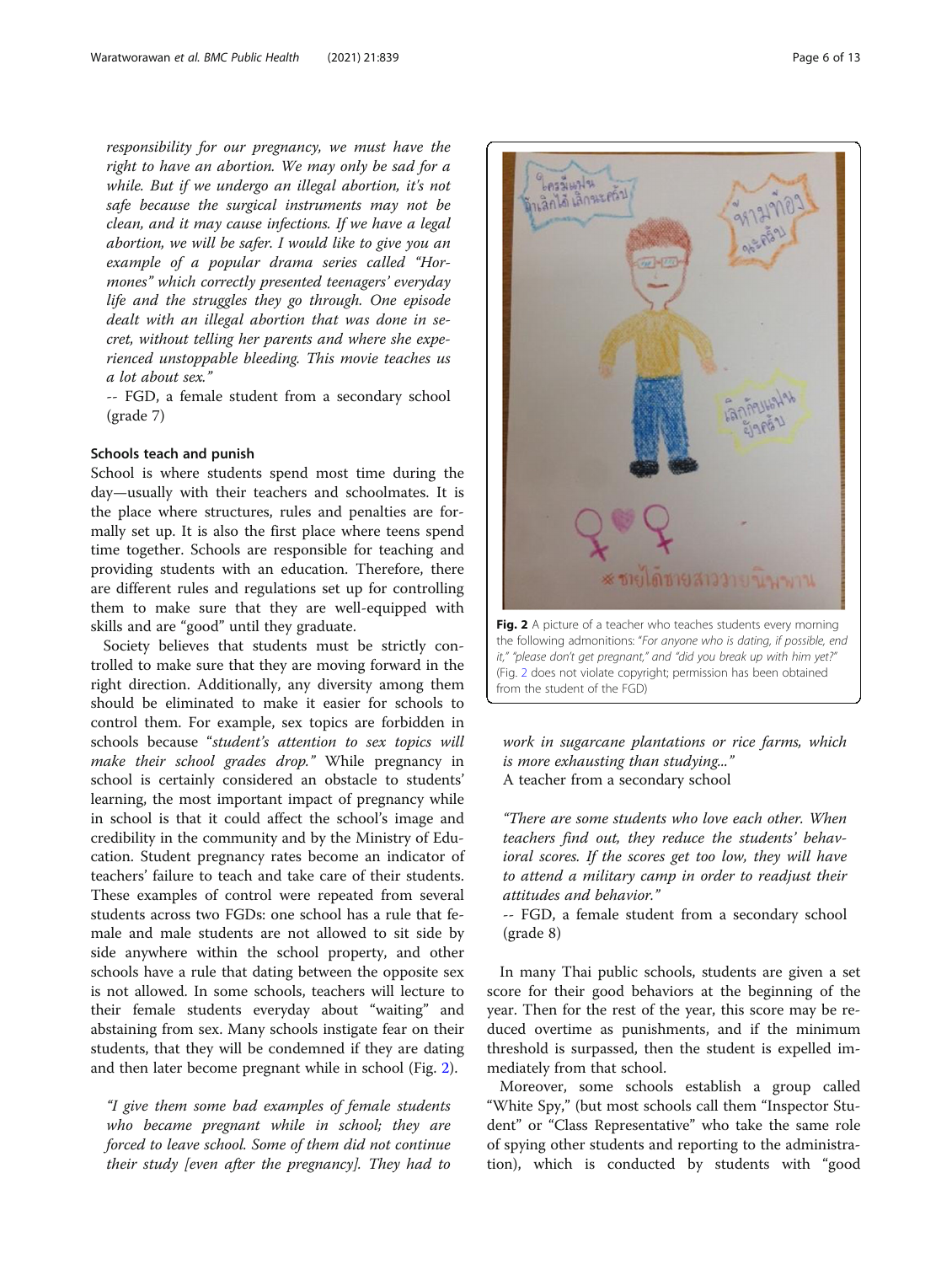responsibility for our pregnancy, we must have the right to have an abortion. We may only be sad for a while. But if we undergo an illegal abortion, it's not safe because the surgical instruments may not be clean, and it may cause infections. If we have a legal abortion, we will be safer. I would like to give you an example of a popular drama series called "Hormones" which correctly presented teenagers' everyday life and the struggles they go through. One episode dealt with an illegal abortion that was done in secret, without telling her parents and where she experienced unstoppable bleeding. This movie teaches us a lot about sex."

-- FGD, a female student from a secondary school (grade 7)

### Schools teach and punish

School is where students spend most time during the day—usually with their teachers and schoolmates. It is the place where structures, rules and penalties are formally set up. It is also the first place where teens spend time together. Schools are responsible for teaching and providing students with an education. Therefore, there are different rules and regulations set up for controlling them to make sure that they are well-equipped with skills and are "good" until they graduate.

Society believes that students must be strictly controlled to make sure that they are moving forward in the right direction. Additionally, any diversity among them should be eliminated to make it easier for schools to control them. For example, sex topics are forbidden in schools because "*student's attention to sex topics will make their school grades drop.*" While pregnancy in school is certainly considered an obstacle to students' learning, the most important impact of pregnancy while in school is that it could affect the school's image and credibility in the community and by the Ministry of Education. Student pregnancy rates become an indicator of teachers' failure to teach and take care of their students. These examples of control were repeated from several students across two FGDs: one school has a rule that female and male students are not allowed to sit side by side anywhere within the school property, and other schools have a rule that dating between the opposite sex is not allowed. In some schools, teachers will lecture to their female students everyday about "waiting" and abstaining from sex. Many schools instigate fear on their students, that they will be condemned if they are dating and then later become pregnant while in school (Fig. 2).

*"I give them some bad examples of female students who became pregnant while in school; they are forced to leave school. Some of them did not continue their study [even after the pregnancy]. They had to work in sugarcane plantations or rice farms, which is more exhausting than studying..."*

A teacher from a secondary school

*"There are some students who love each other. When teachers find out, they reduce the students' behavioral scores. If the scores get too low, they will have to attend a military camp in order to readjust their attitudes and behavior."*

-- FGD, a female student from a secondary school (grade 8)

**Fig. 2** A picture of a teacher who teaches students every morning the following admonitions: "*For anyone who is dating, if possible, end it," "please don't get pregnant," and "did you break up with him yet?"* (Fig. 2 does not violate copyright; permission has been obtained from the student of the FGD)

In many Thai public schools, students are given a set score for their good behaviors at the beginning of the year. Then for the rest of the year, this score may be reduced overtime as punishments, and if the minimum threshold is surpassed, then the student is expelled immediately from that school.

Moreover, some schools establish a group called "White Spy," (but most schools call them "Inspector Student" or "Class Representative" who take the same role of spying other students and reporting to the administration), which is conducted by students with "good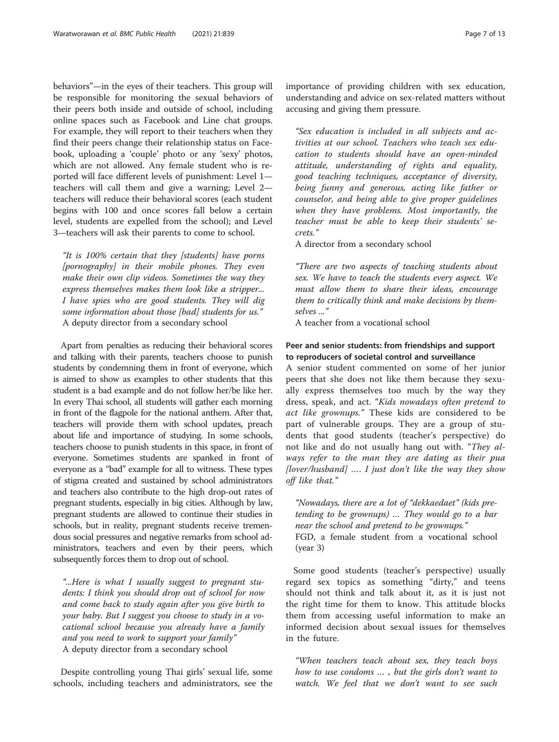behaviors"—in the eyes of their teachers. This group will be responsible for monitoring the sexual behaviors of their peers both inside and outside of school, including online spaces such as Facebook and Line chat groups. For example, they will report to their teachers when they find their peers change their relationship status on Facebook, uploading a 'couple' photo or any 'sexy' photos, which are not allowed. Any female student who is reported will face different levels of punishment: Level 1—teachers will call them and give a warning; Level 2—teachers will reduce their behavioral scores (each student begins with 100 and once scores fall below a certain level, students are expelled from the school); and Level 3—teachers will ask their parents to come to school.

> *"It is 100% certain that they [students] have porns [pornography] in their mobile phones. They even make their own clip videos. Sometimes the way they express themselves makes them look like a stripper... I have spies who are good students. They will dig some information about those [bad] students for us."*
> A deputy director from a secondary school

Apart from penalties as reducing their behavioral scores and talking with their parents, teachers choose to punish students by condemning them in front of everyone, which is aimed to show as examples to other students that this student is a bad example and do not follow her/be like her. In every Thai school, all students will gather each morning in front of the flagpole for the national anthem. After that, teachers will provide them with school updates, preach about life and importance of studying. In some schools, teachers choose to punish students in this space, in front of everyone. Sometimes students are spanked in front of everyone as a "bad" example for all to witness. These types of stigma created and sustained by school administrators and teachers also contribute to the high drop-out rates of pregnant students, especially in big cities. Although by law, pregnant students are allowed to continue their studies in schools, but in reality, pregnant students receive tremendous social pressures and negative remarks from school administrators, teachers and even by their peers, which subsequently forces them to drop out of school.

> *"...Here is what I usually suggest to pregnant students: I think you should drop out of school for now and come back to study again after you give birth to your baby. But I suggest you choose to study in a vocational school because you already have a family and you need to work to support your family"*
> A deputy director from a secondary school

Despite controlling young Thai girls' sexual life, some schools, including teachers and administrators, see the importance of providing children with sex education, understanding and advice on sex-related matters without accusing and giving them pressure.

> *"Sex education is included in all subjects and activities at our school. Teachers who teach sex education to students should have an open-minded attitude, understanding of rights and equality, good teaching techniques, acceptance of diversity, being funny and generous, acting like father or counselor, and being able to give proper guidelines when they have problems. Most importantly, the teacher must be able to keep their students' secrets."*
> A director from a secondary school

> *"There are two aspects of teaching students about sex. We have to teach the students every aspect. We must allow them to share their ideas, encourage them to critically think and make decisions by themselves ..."*
> A teacher from a vocational school

### Peer and senior students: from friendships and support to reproducers of societal control and surveillance

A senior student commented on some of her junior peers that she does not like them because they sexually express themselves too much by the way they dress, speak, and act. "*Kids nowadays often pretend to act like grownups.*" These kids are considered to be part of vulnerable groups. They are a group of students that good students (teacher's perspective) do not like and do not usually hang out with. "*They always refer to the man they are dating as their pua [lover/husband] .... I just don't like the way they show off like that.*"

> *"Nowadays, there are a lot of "dekkaedaet" (kids pretending to be grownups) ... They would go to a bar near the school and pretend to be grownups."*
> FGD, a female student from a vocational school (year 3)

Some good students (teacher's perspective) usually regard sex topics as something "dirty," and teens should not think and talk about it, as it is just not the right time for them to know. This attitude blocks them from accessing useful information to make an informed decision about sexual issues for themselves in the future.

> *"When teachers teach about sex, they teach boys how to use condoms ... , but the girls don't want to watch. We feel that we don't want to see such*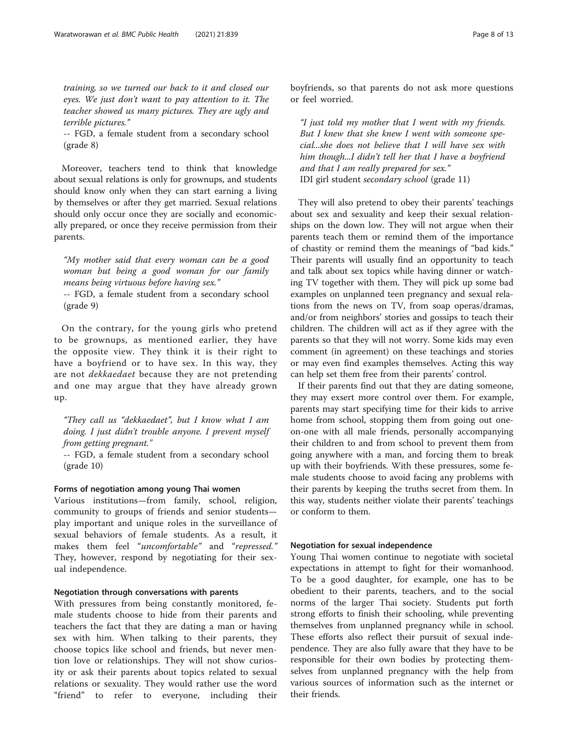*training, so we turned our back to it and closed our eyes. We just don't want to pay attention to it. The teacher showed us many pictures. They are ugly and terrible pictures."*

-- FGD, a female student from a secondary school (grade 8)

Moreover, teachers tend to think that knowledge about sexual relations is only for grownups, and students should know only when they can start earning a living by themselves or after they get married. Sexual relations should only occur once they are socially and economically prepared, or once they receive permission from their parents.

*"My mother said that every woman can be a good woman but being a good woman for our family means being virtuous before having sex."*

-- FGD, a female student from a secondary school (grade 9)

On the contrary, for the young girls who pretend to be grownups, as mentioned earlier, they have the opposite view. They think it is their right to have a boyfriend or to have sex. In this way, they are not *dekkaedaet* because they are not pretending and one may argue that they have already grown up.

*"They call us "dekkaedaet", but I know what I am doing. I just didn't trouble anyone. I prevent myself from getting pregnant."*

-- FGD, a female student from a secondary school (grade 10)

#### Forms of negotiation among young Thai women

Various institutions—from family, school, religion, community to groups of friends and senior students—play important and unique roles in the surveillance of sexual behaviors of female students. As a result, it makes them feel "*uncomfortable*" and "*repressed.*" They, however, respond by negotiating for their sexual independence.

#### Negotiation through conversations with parents

With pressures from being constantly monitored, female students choose to hide from their parents and teachers the fact that they are dating a man or having sex with him. When talking to their parents, they choose topics like school and friends, but never mention love or relationships. They will not show curiosity or ask their parents about topics related to sexual relations or sexuality. They would rather use the word "friend" to refer to everyone, including their boyfriends, so that parents do not ask more questions or feel worried.

*"I just told my mother that I went with my friends. But I knew that she knew I went with someone special...she does not believe that I will have sex with him though...I didn't tell her that I have a boyfriend and that I am really prepared for sex."*

IDI girl student *secondary school* (grade 11)

They will also pretend to obey their parents' teachings about sex and sexuality and keep their sexual relationships on the down low. They will not argue when their parents teach them or remind them of the importance of chastity or remind them the meanings of "bad kids." Their parents will usually find an opportunity to teach and talk about sex topics while having dinner or watching TV together with them. They will pick up some bad examples on unplanned teen pregnancy and sexual relations from the news on TV, from soap operas/dramas, and/or from neighbors' stories and gossips to teach their children. The children will act as if they agree with the parents so that they will not worry. Some kids may even comment (in agreement) on these teachings and stories or may even find examples themselves. Acting this way can help set them free from their parents' control.

If their parents find out that they are dating someone, they may exsert more control over them. For example, parents may start specifying time for their kids to arrive home from school, stopping them from going out one-on-one with all male friends, personally accompanying their children to and from school to prevent them from going anywhere with a man, and forcing them to break up with their boyfriends. With these pressures, some female students choose to avoid facing any problems with their parents by keeping the truths secret from them. In this way, students neither violate their parents' teachings or conform to them.

#### Negotiation for sexual independence

Young Thai women continue to negotiate with societal expectations in attempt to fight for their womanhood. To be a good daughter, for example, one has to be obedient to their parents, teachers, and to the social norms of the larger Thai society. Students put forth strong efforts to finish their schooling, while preventing themselves from unplanned pregnancy while in school. These efforts also reflect their pursuit of sexual independence. They are also fully aware that they have to be responsible for their own bodies by protecting themselves from unplanned pregnancy with the help from various sources of information such as the internet or their friends.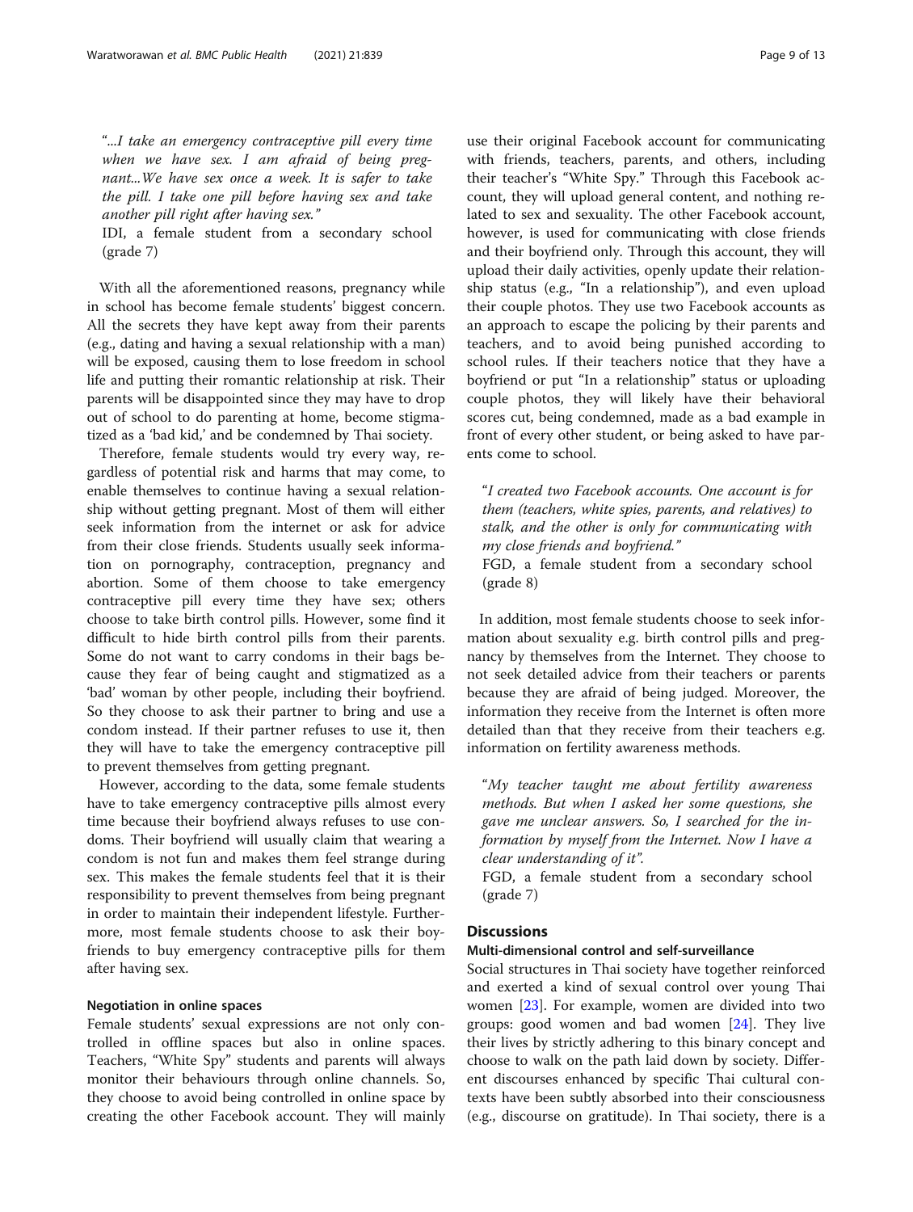"...*I take an emergency contraceptive pill every time when we have sex. I am afraid of being pregnant...We have sex once a week. It is safer to take the pill. I take one pill before having sex and take another pill right after having sex.*"

IDI, a female student from a secondary school (grade 7)

With all the aforementioned reasons, pregnancy while in school has become female students' biggest concern. All the secrets they have kept away from their parents (e.g., dating and having a sexual relationship with a man) will be exposed, causing them to lose freedom in school life and putting their romantic relationship at risk. Their parents will be disappointed since they may have to drop out of school to do parenting at home, become stigmatized as a 'bad kid,' and be condemned by Thai society.

Therefore, female students would try every way, regardless of potential risk and harms that may come, to enable themselves to continue having a sexual relationship without getting pregnant. Most of them will either seek information from the internet or ask for advice from their close friends. Students usually seek information on pornography, contraception, pregnancy and abortion. Some of them choose to take emergency contraceptive pill every time they have sex; others choose to take birth control pills. However, some find it difficult to hide birth control pills from their parents. Some do not want to carry condoms in their bags because they fear of being caught and stigmatized as a 'bad' woman by other people, including their boyfriend. So they choose to ask their partner to bring and use a condom instead. If their partner refuses to use it, then they will have to take the emergency contraceptive pill to prevent themselves from getting pregnant.

However, according to the data, some female students have to take emergency contraceptive pills almost every time because their boyfriend always refuses to use condoms. Their boyfriend will usually claim that wearing a condom is not fun and makes them feel strange during sex. This makes the female students feel that it is their responsibility to prevent themselves from being pregnant in order to maintain their independent lifestyle. Furthermore, most female students choose to ask their boyfriends to buy emergency contraceptive pills for them after having sex.

#### Negotiation in online spaces

Female students' sexual expressions are not only controlled in offline spaces but also in online spaces. Teachers, "White Spy" students and parents will always monitor their behaviours through online channels. So, they choose to avoid being controlled in online space by creating the other Facebook account. They will mainly use their original Facebook account for communicating with friends, teachers, parents, and others, including their teacher's "White Spy." Through this Facebook account, they will upload general content, and nothing related to sex and sexuality. The other Facebook account, however, is used for communicating with close friends and their boyfriend only. Through this account, they will upload their daily activities, openly update their relationship status (e.g., "In a relationship"), and even upload their couple photos. They use two Facebook accounts as an approach to escape the policing by their parents and teachers, and to avoid being punished according to school rules. If their teachers notice that they have a boyfriend or put "In a relationship" status or uploading couple photos, they will likely have their behavioral scores cut, being condemned, made as a bad example in front of every other student, or being asked to have parents come to school.

"*I created two Facebook accounts. One account is for them (teachers, white spies, parents, and relatives) to stalk, and the other is only for communicating with my close friends and boyfriend.*"

FGD, a female student from a secondary school (grade 8)

In addition, most female students choose to seek information about sexuality e.g. birth control pills and pregnancy by themselves from the Internet. They choose to not seek detailed advice from their teachers or parents because they are afraid of being judged. Moreover, the information they receive from the Internet is often more detailed than that they receive from their teachers e.g. information on fertility awareness methods.

"*My teacher taught me about fertility awareness methods. But when I asked her some questions, she gave me unclear answers. So, I searched for the information by myself from the Internet. Now I have a clear understanding of it*".

FGD, a female student from a secondary school (grade 7)

## Discussions

### Multi-dimensional control and self-surveillance

Social structures in Thai society have together reinforced and exerted a kind of sexual control over young Thai women [23]. For example, women are divided into two groups: good women and bad women [24]. They live their lives by strictly adhering to this binary concept and choose to walk on the path laid down by society. Different discourses enhanced by specific Thai cultural contexts have been subtly absorbed into their consciousness (e.g., discourse on gratitude). In Thai society, there is a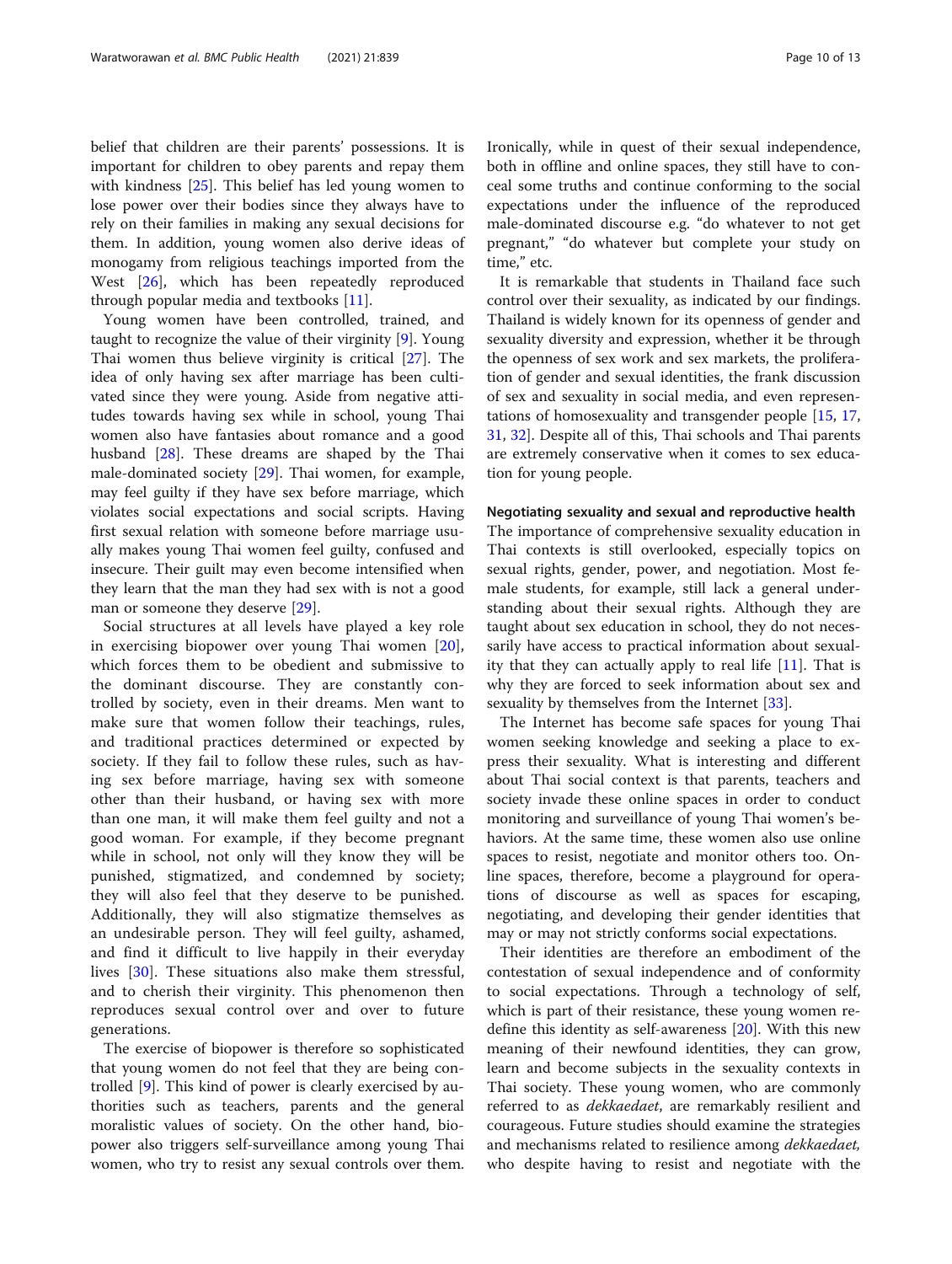belief that children are their parents' possessions. It is important for children to obey parents and repay them with kindness [25]. This belief has led young women to lose power over their bodies since they always have to rely on their families in making any sexual decisions for them. In addition, young women also derive ideas of monogamy from religious teachings imported from the West [26], which has been repeatedly reproduced through popular media and textbooks [11].

Young women have been controlled, trained, and taught to recognize the value of their virginity [9]. Young Thai women thus believe virginity is critical [27]. The idea of only having sex after marriage has been cultivated since they were young. Aside from negative attitudes towards having sex while in school, young Thai women also have fantasies about romance and a good husband [28]. These dreams are shaped by the Thai male-dominated society [29]. Thai women, for example, may feel guilty if they have sex before marriage, which violates social expectations and social scripts. Having first sexual relation with someone before marriage usually makes young Thai women feel guilty, confused and insecure. Their guilt may even become intensified when they learn that the man they had sex with is not a good man or someone they deserve [29].

Social structures at all levels have played a key role in exercising biopower over young Thai women [20], which forces them to be obedient and submissive to the dominant discourse. They are constantly controlled by society, even in their dreams. Men want to make sure that women follow their teachings, rules, and traditional practices determined or expected by society. If they fail to follow these rules, such as having sex before marriage, having sex with someone other than their husband, or having sex with more than one man, it will make them feel guilty and not a good woman. For example, if they become pregnant while in school, not only will they know they will be punished, stigmatized, and condemned by society; they will also feel that they deserve to be punished. Additionally, they will also stigmatize themselves as an undesirable person. They will feel guilty, ashamed, and find it difficult to live happily in their everyday lives [30]. These situations also make them stressful, and to cherish their virginity. This phenomenon then reproduces sexual control over and over to future generations.

The exercise of biopower is therefore so sophisticated that young women do not feel that they are being controlled [9]. This kind of power is clearly exercised by authorities such as teachers, parents and the general moralistic values of society. On the other hand, biopower also triggers self-surveillance among young Thai women, who try to resist any sexual controls over them. Ironically, while in quest of their sexual independence, both in offline and online spaces, they still have to conceal some truths and continue conforming to the social expectations under the influence of the reproduced male-dominated discourse e.g. "do whatever to not get pregnant," "do whatever but complete your study on time," etc.

It is remarkable that students in Thailand face such control over their sexuality, as indicated by our findings. Thailand is widely known for its openness of gender and sexuality diversity and expression, whether it be through the openness of sex work and sex markets, the proliferation of gender and sexual identities, the frank discussion of sex and sexuality in social media, and even representations of homosexuality and transgender people [15, 17, 31, 32]. Despite all of this, Thai schools and Thai parents are extremely conservative when it comes to sex education for young people.

#### Negotiating sexuality and sexual and reproductive health

The importance of comprehensive sexuality education in Thai contexts is still overlooked, especially topics on sexual rights, gender, power, and negotiation. Most female students, for example, still lack a general understanding about their sexual rights. Although they are taught about sex education in school, they do not necessarily have access to practical information about sexuality that they can actually apply to real life [11]. That is why they are forced to seek information about sex and sexuality by themselves from the Internet [33].

The Internet has become safe spaces for young Thai women seeking knowledge and seeking a place to express their sexuality. What is interesting and different about Thai social context is that parents, teachers and society invade these online spaces in order to conduct monitoring and surveillance of young Thai women's behaviors. At the same time, these women also use online spaces to resist, negotiate and monitor others too. Online spaces, therefore, become a playground for operations of discourse as well as spaces for escaping, negotiating, and developing their gender identities that may or may not strictly conforms social expectations.

Their identities are therefore an embodiment of the contestation of sexual independence and of conformity to social expectations. Through a technology of self, which is part of their resistance, these young women redefine this identity as self-awareness [20]. With this new meaning of their newfound identities, they can grow, learn and become subjects in the sexuality contexts in Thai society. These young women, who are commonly referred to as *dekkaedaet*, are remarkably resilient and courageous. Future studies should examine the strategies and mechanisms related to resilience among *dekkaedaet,* who despite having to resist and negotiate with the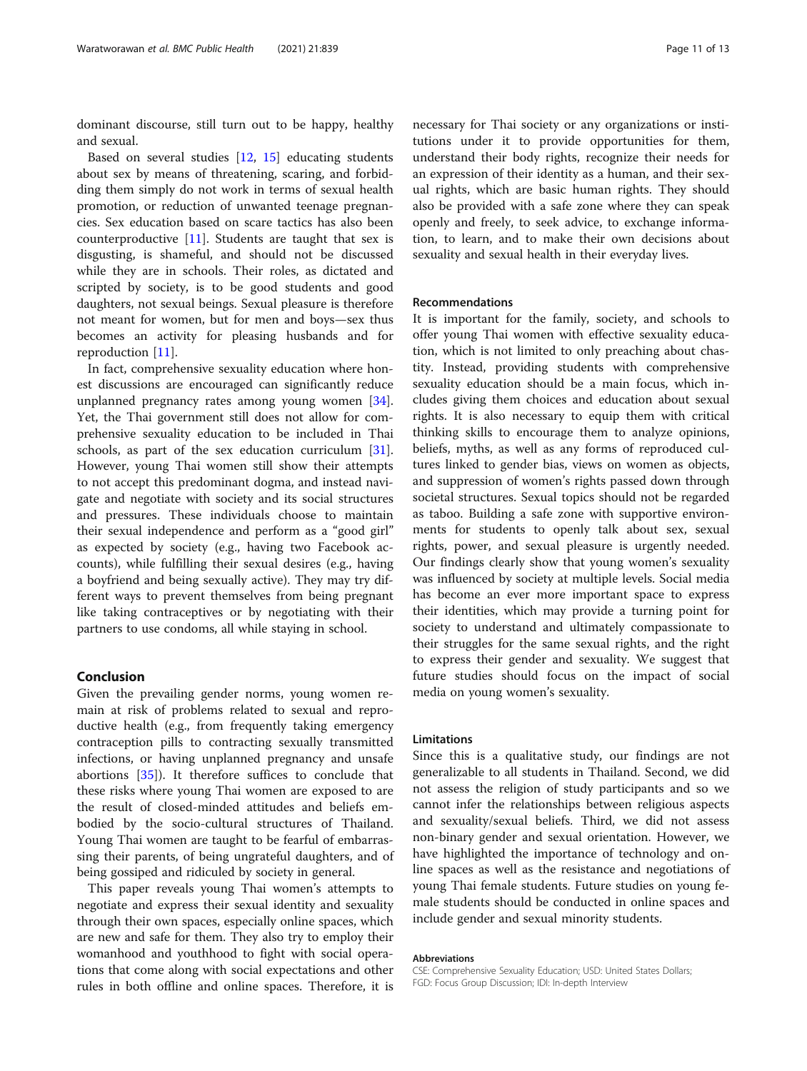dominant discourse, still turn out to be happy, healthy and sexual.

Based on several studies [12, 15] educating students about sex by means of threatening, scaring, and forbidding them simply do not work in terms of sexual health promotion, or reduction of unwanted teenage pregnancies. Sex education based on scare tactics has also been counterproductive [11]. Students are taught that sex is disgusting, is shameful, and should not be discussed while they are in schools. Their roles, as dictated and scripted by society, is to be good students and good daughters, not sexual beings. Sexual pleasure is therefore not meant for women, but for men and boys—sex thus becomes an activity for pleasing husbands and for reproduction [11].

In fact, comprehensive sexuality education where honest discussions are encouraged can significantly reduce unplanned pregnancy rates among young women [34]. Yet, the Thai government still does not allow for comprehensive sexuality education to be included in Thai schools, as part of the sex education curriculum [31]. However, young Thai women still show their attempts to not accept this predominant dogma, and instead navigate and negotiate with society and its social structures and pressures. These individuals choose to maintain their sexual independence and perform as a "good girl" as expected by society (e.g., having two Facebook accounts), while fulfilling their sexual desires (e.g., having a boyfriend and being sexually active). They may try different ways to prevent themselves from being pregnant like taking contraceptives or by negotiating with their partners to use condoms, all while staying in school.

## Conclusion

Given the prevailing gender norms, young women remain at risk of problems related to sexual and reproductive health (e.g., from frequently taking emergency contraception pills to contracting sexually transmitted infections, or having unplanned pregnancy and unsafe abortions [35]). It therefore suffices to conclude that these risks where young Thai women are exposed to are the result of closed-minded attitudes and beliefs embodied by the socio-cultural structures of Thailand. Young Thai women are taught to be fearful of embarrassing their parents, of being ungrateful daughters, and of being gossiped and ridiculed by society in general.

This paper reveals young Thai women's attempts to negotiate and express their sexual identity and sexuality through their own spaces, especially online spaces, which are new and safe for them. They also try to employ their womanhood and youthhood to fight with social operations that come along with social expectations and other rules in both offline and online spaces. Therefore, it is necessary for Thai society or any organizations or institutions under it to provide opportunities for them, understand their body rights, recognize their needs for an expression of their identity as a human, and their sexual rights, which are basic human rights. They should also be provided with a safe zone where they can speak openly and freely, to seek advice, to exchange information, to learn, and to make their own decisions about sexuality and sexual health in their everyday lives.

### Recommendations

It is important for the family, society, and schools to offer young Thai women with effective sexuality education, which is not limited to only preaching about chastity. Instead, providing students with comprehensive sexuality education should be a main focus, which includes giving them choices and education about sexual rights. It is also necessary to equip them with critical thinking skills to encourage them to analyze opinions, beliefs, myths, as well as any forms of reproduced cultures linked to gender bias, views on women as objects, and suppression of women's rights passed down through societal structures. Sexual topics should not be regarded as taboo. Building a safe zone with supportive environments for students to openly talk about sex, sexual rights, power, and sexual pleasure is urgently needed. Our findings clearly show that young women's sexuality was influenced by society at multiple levels. Social media has become an ever more important space to express their identities, which may provide a turning point for society to understand and ultimately compassionate to their struggles for the same sexual rights, and the right to express their gender and sexuality. We suggest that future studies should focus on the impact of social media on young women's sexuality.

### Limitations

Since this is a qualitative study, our findings are not generalizable to all students in Thailand. Second, we did not assess the religion of study participants and so we cannot infer the relationships between religious aspects and sexuality/sexual beliefs. Third, we did not assess non-binary gender and sexual orientation. However, we have highlighted the importance of technology and online spaces as well as the resistance and negotiations of young Thai female students. Future studies on young female students should be conducted in online spaces and include gender and sexual minority students.

#### Abbreviations

CSE: Comprehensive Sexuality Education; USD: United States Dollars; FGD: Focus Group Discussion; IDI: In-depth Interview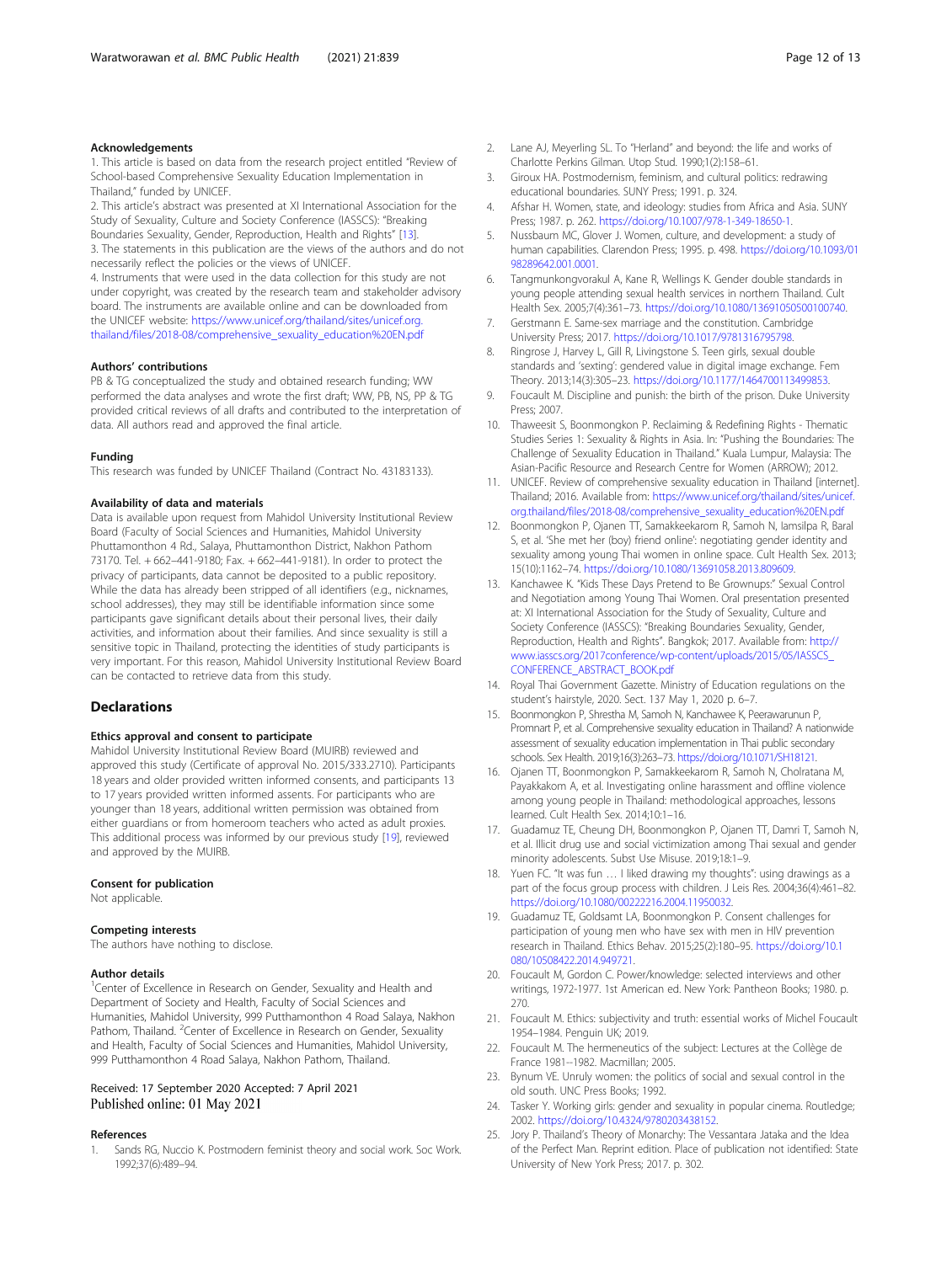### Acknowledgements

1. This article is based on data from the research project entitled "Review of School-based Comprehensive Sexuality Education Implementation in Thailand," funded by UNICEF.
2. This article's abstract was presented at XI International Association for the Study of Sexuality, Culture and Society Conference (IASSCS): "Breaking Boundaries Sexuality, Gender, Reproduction, Health and Rights" [13].
3. The statements in this publication are the views of the authors and do not necessarily reflect the policies or the views of UNICEF.
4. Instruments that were used in the data collection for this study are not under copyright, was created by the research team and stakeholder advisory board. The instruments are available online and can be downloaded from the UNICEF website: https://www.unicef.org/thailand/sites/unicef.org.thailand/files/2018-08/comprehensive_sexuality_education%20EN.pdf

### Authors' contributions

PB & TG conceptualized the study and obtained research funding; WW performed the data analyses and wrote the first draft; WW, PB, NS, PP & TG provided critical reviews of all drafts and contributed to the interpretation of data. All authors read and approved the final article.

### Funding

This research was funded by UNICEF Thailand (Contract No. 43183133).

### Availability of data and materials

Data is available upon request from Mahidol University Institutional Review Board (Faculty of Social Sciences and Humanities, Mahidol University Phuttamonthon 4 Rd., Salaya, Phuttamonthon District, Nakhon Pathom 73170. Tel. + 662–441-9180; Fax. + 662–441-9181). In order to protect the privacy of participants, data cannot be deposited to a public repository. While the data has already been stripped of all identifiers (e.g., nicknames, school addresses), they may still be identifiable information since some participants gave significant details about their personal lives, their daily activities, and information about their families. And since sexuality is still a sensitive topic in Thailand, protecting the identities of study participants is very important. For this reason, Mahidol University Institutional Review Board can be contacted to retrieve data from this study.

## Declarations

### Ethics approval and consent to participate

Mahidol University Institutional Review Board (MUIRB) reviewed and approved this study (Certificate of approval No. 2015/333.2710). Participants 18 years and older provided written informed consents, and participants 13 to 17 years provided written informed assents. For participants who are younger than 18 years, additional written permission was obtained from either guardians or from homeroom teachers who acted as adult proxies. This additional process was informed by our previous study [19], reviewed and approved by the MUIRB.

### Consent for publication

Not applicable.

### Competing interests

The authors have nothing to disclose.

### Author details

[1]Center of Excellence in Research on Gender, Sexuality and Health and Department of Society and Health, Faculty of Social Sciences and Humanities, Mahidol University, 999 Putthamonthon 4 Road Salaya, Nakhon Pathom, Thailand. [2]Center of Excellence in Research on Gender, Sexuality and Health, Faculty of Social Sciences and Humanities, Mahidol University, 999 Putthamonthon 4 Road Salaya, Nakhon Pathom, Thailand.

Received: 17 September 2020 Accepted: 7 April 2021
Published online: 01 May 2021

### References

1. Sands RG, Nuccio K. Postmodern feminist theory and social work. Soc Work. 1992;37(6):489–94.
2. Lane AJ, Meyerling SL. To "Herland" and beyond: the life and works of Charlotte Perkins Gilman. Utop Stud. 1990;1(2):158–61.
3. Giroux HA. Postmodernism, feminism, and cultural politics: redrawing educational boundaries. SUNY Press; 1991. p. 324.
4. Afshar H. Women, state, and ideology: studies from Africa and Asia. SUNY Press; 1987. p. 262. https://doi.org/10.1007/978-1-349-18650-1.
5. Nussbaum MC, Glover J. Women, culture, and development: a study of human capabilities. Clarendon Press; 1995. p. 498. https://doi.org/10.1093/0198289642.001.0001.
6. Tangmunkongvorakul A, Kane R, Wellings K. Gender double standards in young people attending sexual health services in northern Thailand. Cult Health Sex. 2005;7(4):361–73. https://doi.org/10.1080/13691050500100740.
7. Gerstmann E. Same-sex marriage and the constitution. Cambridge University Press; 2017. https://doi.org/10.1017/9781316795798.
8. Ringrose J, Harvey L, Gill R, Livingstone S. Teen girls, sexual double standards and 'sexting': gendered value in digital image exchange. Fem Theory. 2013;14(3):305–23. https://doi.org/10.1177/1464700113499853.
9. Foucault M. Discipline and punish: the birth of the prison. Duke University Press; 2007.
10. Thaweesit S, Boonmongkon P. Reclaiming & Redefining Rights - Thematic Studies Series 1: Sexuality & Rights in Asia. In: "Pushing the Boundaries: The Challenge of Sexuality Education in Thailand." Kuala Lumpur, Malaysia: The Asian-Pacific Resource and Research Centre for Women (ARROW); 2012.
11. UNICEF. Review of comprehensive sexuality education in Thailand [internet]. Thailand; 2016. Available from: https://www.unicef.org/thailand/sites/unicef.org.thailand/files/2018-08/comprehensive_sexuality_education%20EN.pdf
12. Boonmongkon P, Ojanen TT, Samakkeekarom R, Samoh N, Iamsilpa R, Baral S, et al. 'She met her (boy) friend online': negotiating gender identity and sexuality among young Thai women in online space. Cult Health Sex. 2013;15(10):1162–74. https://doi.org/10.1080/13691058.2013.809609.
13. Kanchawee K. "Kids These Days Pretend to Be Grownups:" Sexual Control and Negotiation among Young Thai Women. Oral presentation presented at: XI International Association for the Study of Sexuality, Culture and Society Conference (IASSCS): "Breaking Boundaries Sexuality, Gender, Reproduction, Health and Rights". Bangkok; 2017. Available from: http://www.iasscs.org/2017conference/wp-content/uploads/2015/05/IASSCS_CONFERENCE_ABSTRACT_BOOK.pdf
14. Royal Thai Government Gazette. Ministry of Education regulations on the student's hairstyle, 2020. Sect. 137 May 1, 2020 p. 6–7.
15. Boonmongkon P, Shrestha M, Samoh N, Kanchawee K, Peerawarunun P, Promnart P, et al. Comprehensive sexuality education in Thailand? A nationwide assessment of sexuality education implementation in Thai public secondary schools. Sex Health. 2019;16(3):263–73. https://doi.org/10.1071/SH18121.
16. Ojanen TT, Boonmongkon P, Samakkeekarom R, Samoh N, Cholratana M, Payakkakom A, et al. Investigating online harassment and offline violence among young people in Thailand: methodological approaches, lessons learned. Cult Health Sex. 2014;10:1–16.
17. Guadamuz TE, Cheung DH, Boonmongkon P, Ojanen TT, Damri T, Samoh N, et al. Illicit drug use and social victimization among Thai sexual and gender minority adolescents. Subst Use Misuse. 2019;18:1–9.
18. Yuen FC. "It was fun … I liked drawing my thoughts": using drawings as a part of the focus group process with children. J Leis Res. 2004;36(4):461–82. https://doi.org/10.1080/00222216.2004.11950032.
19. Guadamuz TE, Goldsamt LA, Boonmongkon P. Consent challenges for participation of young men who have sex with men in HIV prevention research in Thailand. Ethics Behav. 2015;25(2):180–95. https://doi.org/10.1080/10508422.2014.949721.
20. Foucault M, Gordon C. Power/knowledge: selected interviews and other writings, 1972-1977. 1st American ed. New York: Pantheon Books; 1980. p. 270.
21. Foucault M. Ethics: subjectivity and truth: essential works of Michel Foucault 1954–1984. Penguin UK; 2019.
22. Foucault M. The hermeneutics of the subject: Lectures at the Collège de France 1981--1982. Macmillan; 2005.
23. Bynum VE. Unruly women: the politics of social and sexual control in the old south. UNC Press Books; 1992.
24. Tasker Y. Working girls: gender and sexuality in popular cinema. Routledge; 2002. https://doi.org/10.4324/9780203438152.
25. Jory P. Thailand's Theory of Monarchy: The Vessantara Jataka and the Idea of the Perfect Man. Reprint edition. Place of publication not identified: State University of New York Press; 2017. p. 302.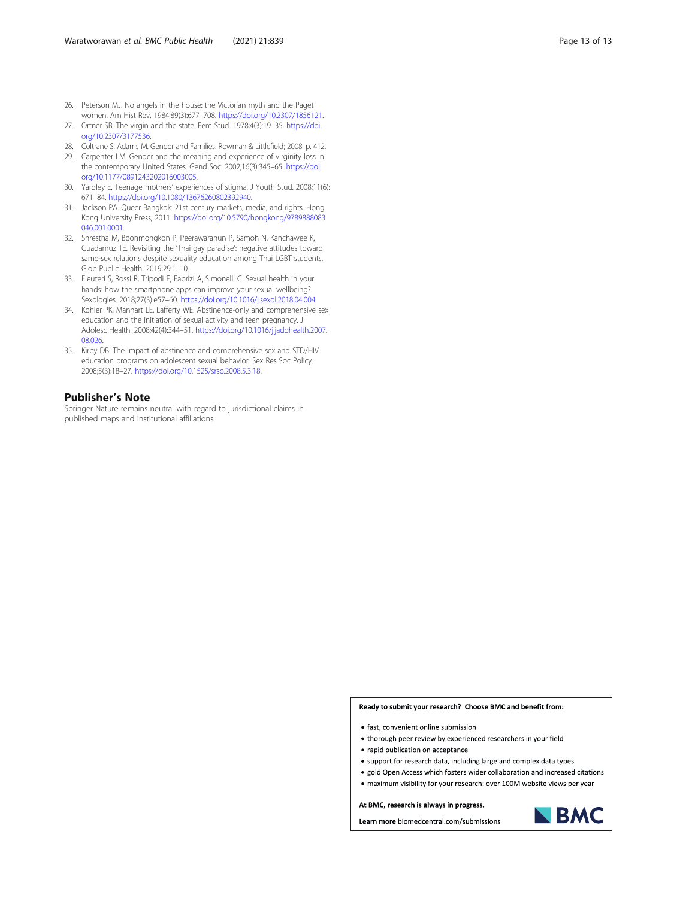26. Peterson MJ. No angels in the house: the Victorian myth and the Paget women. Am Hist Rev. 1984;89(3):677–708. https://doi.org/10.2307/1856121.
27. Ortner SB. The virgin and the state. Fem Stud. 1978;4(3):19–35. https://doi.org/10.2307/3177536.
28. Coltrane S, Adams M. Gender and Families. Rowman & Littlefield; 2008. p. 412.
29. Carpenter LM. Gender and the meaning and experience of virginity loss in the contemporary United States. Gend Soc. 2002;16(3):345–65. https://doi.org/10.1177/0891243202016003005.
30. Yardley E. Teenage mothers' experiences of stigma. J Youth Stud. 2008;11(6):671–84. https://doi.org/10.1080/13676260802392940.
31. Jackson PA. Queer Bangkok: 21st century markets, media, and rights. Hong Kong University Press; 2011. https://doi.org/10.5790/hongkong/9789888083046.001.0001.
32. Shrestha M, Boonmongkon P, Peerawaranun P, Samoh N, Kanchawee K, Guadamuz TE. Revisiting the 'Thai gay paradise': negative attitudes toward same-sex relations despite sexuality education among Thai LGBT students. Glob Public Health. 2019;29:1–10.
33. Eleuteri S, Rossi R, Tripodi F, Fabrizi A, Simonelli C. Sexual health in your hands: how the smartphone apps can improve your sexual wellbeing? Sexologies. 2018;27(3):e57–60. https://doi.org/10.1016/j.sexol.2018.04.004.
34. Kohler PK, Manhart LE, Lafferty WE. Abstinence-only and comprehensive sex education and the initiation of sexual activity and teen pregnancy. J Adolesc Health. 2008;42(4):344–51. https://doi.org/10.1016/j.jadohealth.2007.08.026.
35. Kirby DB. The impact of abstinence and comprehensive sex and STD/HIV education programs on adolescent sexual behavior. Sex Res Soc Policy. 2008;5(3):18–27. https://doi.org/10.1525/srsp.2008.5.3.18.

## Publisher's Note

Springer Nature remains neutral with regard to jurisdictional claims in published maps and institutional affiliations.

**Ready to submit your research? Choose BMC and benefit from:**

- fast, convenient online submission
- thorough peer review by experienced researchers in your field
- rapid publication on acceptance
- support for research data, including large and complex data types
- gold Open Access which fosters wider collaboration and increased citations
- maximum visibility for your research: over 100M website views per year

**At BMC, research is always in progress.**

**Learn more** biomedcentral.com/submissions

BMC